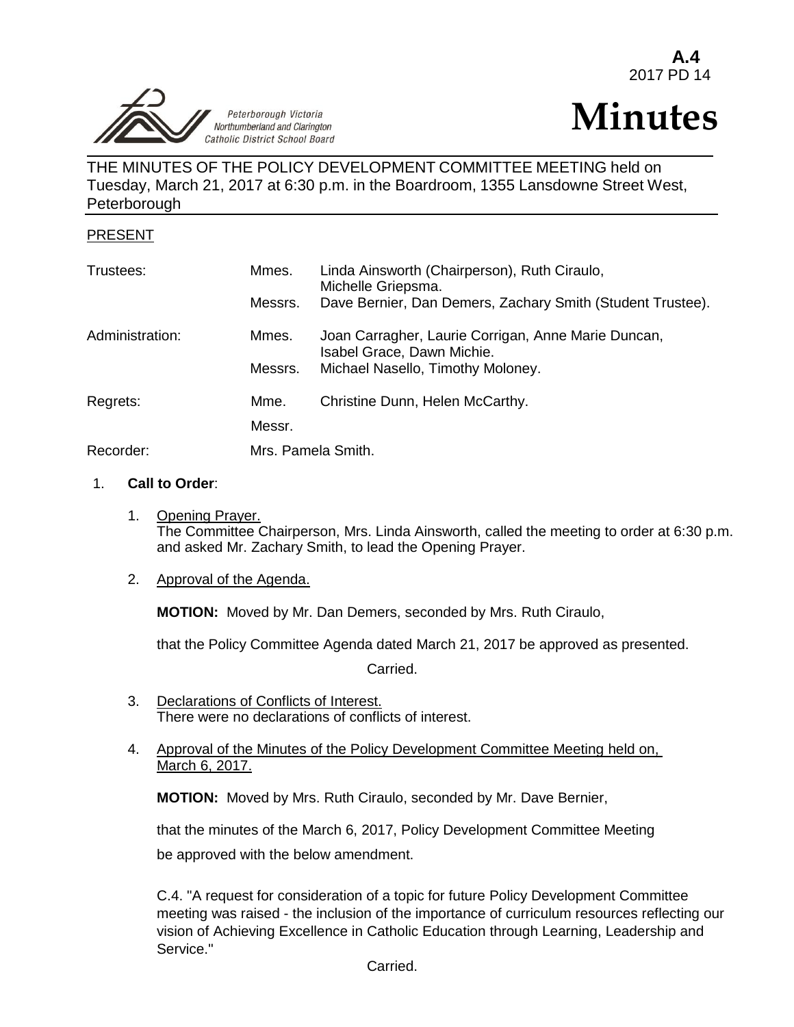**A.4**
2017 PD 14

Peterborough Victoria Northumberland and Clarington Catholic District School Board

# Minutes

THE MINUTES OF THE POLICY DEVELOPMENT COMMITTEE MEETING held on Tuesday, March 21, 2017 at 6:30 p.m. in the Boardroom, 1355 Lansdowne Street West, Peterborough

PRESENT

| | | |
|---|---|---|
| Trustees: | Mmes. | Linda Ainsworth (Chairperson), Ruth Ciraulo, Michelle Griepsma. |
| | Messrs. | Dave Bernier, Dan Demers, Zachary Smith (Student Trustee). |
| Administration: | Mmes. | Joan Carragher, Laurie Corrigan, Anne Marie Duncan, Isabel Grace, Dawn Michie. |
| | Messrs. | Michael Nasello, Timothy Moloney. |
| Regrets: | Mme. | Christine Dunn, Helen McCarthy. |
| | Messr. | |
| Recorder: | Mrs. Pamela Smith. | |

1. **Call to Order**:

   1. Opening Prayer.
      The Committee Chairperson, Mrs. Linda Ainsworth, called the meeting to order at 6:30 p.m. and asked Mr. Zachary Smith, to lead the Opening Prayer.

   2. Approval of the Agenda.

      **MOTION:** Moved by Mr. Dan Demers, seconded by Mrs. Ruth Ciraulo,

      that the Policy Committee Agenda dated March 21, 2017 be approved as presented.

      Carried.

   3. Declarations of Conflicts of Interest.
      There were no declarations of conflicts of interest.

   4. Approval of the Minutes of the Policy Development Committee Meeting held on, March 6, 2017.

      **MOTION:** Moved by Mrs. Ruth Ciraulo, seconded by Mr. Dave Bernier,

      that the minutes of the March 6, 2017, Policy Development Committee Meeting be approved with the below amendment.

      C.4. "A request for consideration of a topic for future Policy Development Committee meeting was raised - the inclusion of the importance of curriculum resources reflecting our vision of Achieving Excellence in Catholic Education through Learning, Leadership and Service."

      Carried.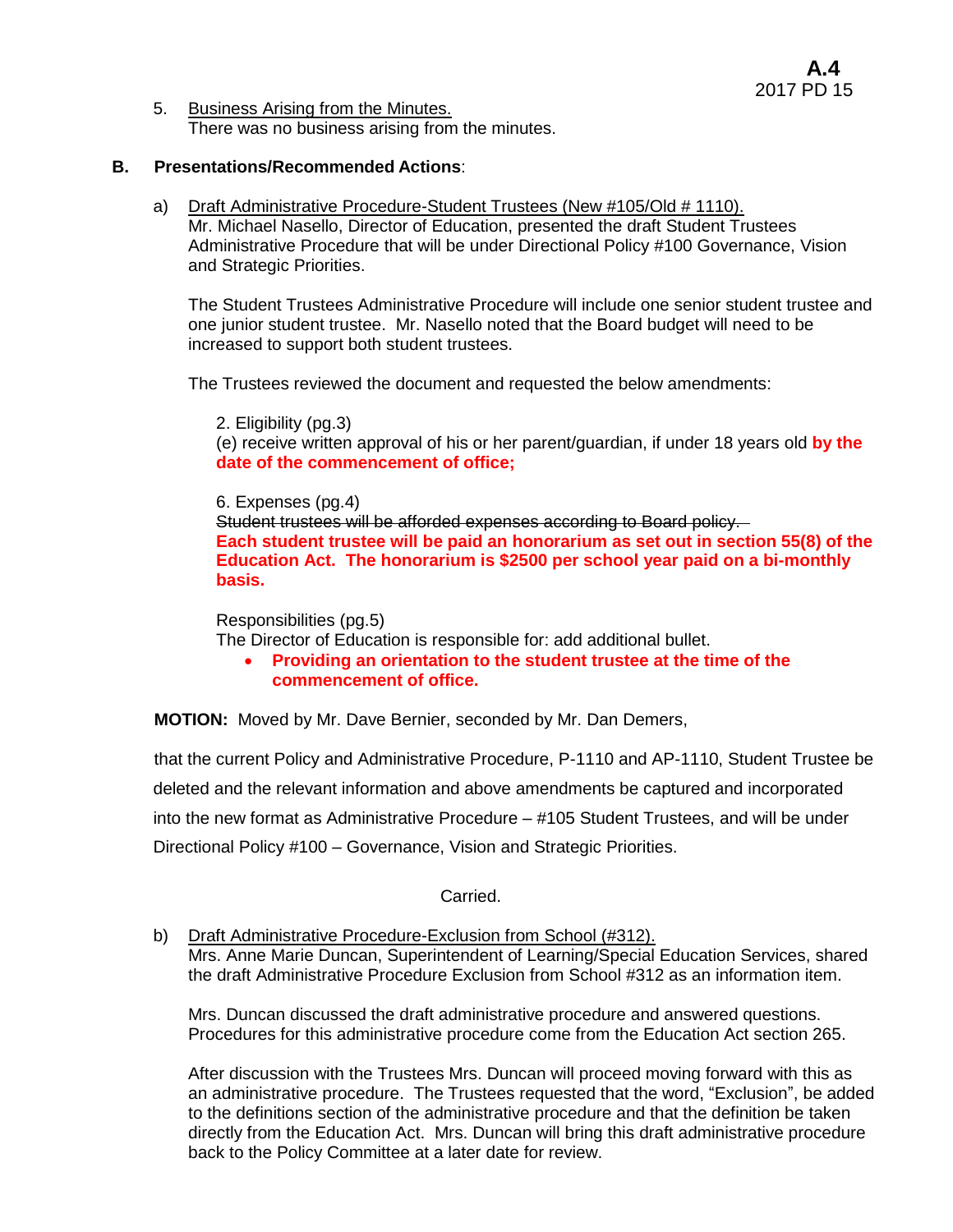5. Business Arising from the Minutes.
   There was no business arising from the minutes.

**B. Presentations/Recommended Actions**:

a) Draft Administrative Procedure-Student Trustees (New #105/Old # 1110).
   Mr. Michael Nasello, Director of Education, presented the draft Student Trustees Administrative Procedure that will be under Directional Policy #100 Governance, Vision and Strategic Priorities.

   The Student Trustees Administrative Procedure will include one senior student trustee and one junior student trustee. Mr. Nasello noted that the Board budget will need to be increased to support both student trustees.

   The Trustees reviewed the document and requested the below amendments:

   2. Eligibility (pg.3)
   (e) receive written approval of his or her parent/guardian, if under 18 years old **by the date of the commencement of office;**

   6. Expenses (pg.4)
   ~~Student trustees will be afforded expenses according to Board policy.~~
   **Each student trustee will be paid an honorarium as set out in section 55(8) of the Education Act. The honorarium is $2500 per school year paid on a bi-monthly basis.**

   Responsibilities (pg.5)
   The Director of Education is responsible for: add additional bullet.
   - **Providing an orientation to the student trustee at the time of the commencement of office.**

**MOTION:** Moved by Mr. Dave Bernier, seconded by Mr. Dan Demers,

that the current Policy and Administrative Procedure, P-1110 and AP-1110, Student Trustee be deleted and the relevant information and above amendments be captured and incorporated into the new format as Administrative Procedure – #105 Student Trustees, and will be under Directional Policy #100 – Governance, Vision and Strategic Priorities.

Carried.

b) Draft Administrative Procedure-Exclusion from School (#312).
   Mrs. Anne Marie Duncan, Superintendent of Learning/Special Education Services, shared the draft Administrative Procedure Exclusion from School #312 as an information item.

   Mrs. Duncan discussed the draft administrative procedure and answered questions. Procedures for this administrative procedure come from the Education Act section 265.

   After discussion with the Trustees Mrs. Duncan will proceed moving forward with this as an administrative procedure. The Trustees requested that the word, "Exclusion", be added to the definitions section of the administrative procedure and that the definition be taken directly from the Education Act. Mrs. Duncan will bring this draft administrative procedure back to the Policy Committee at a later date for review.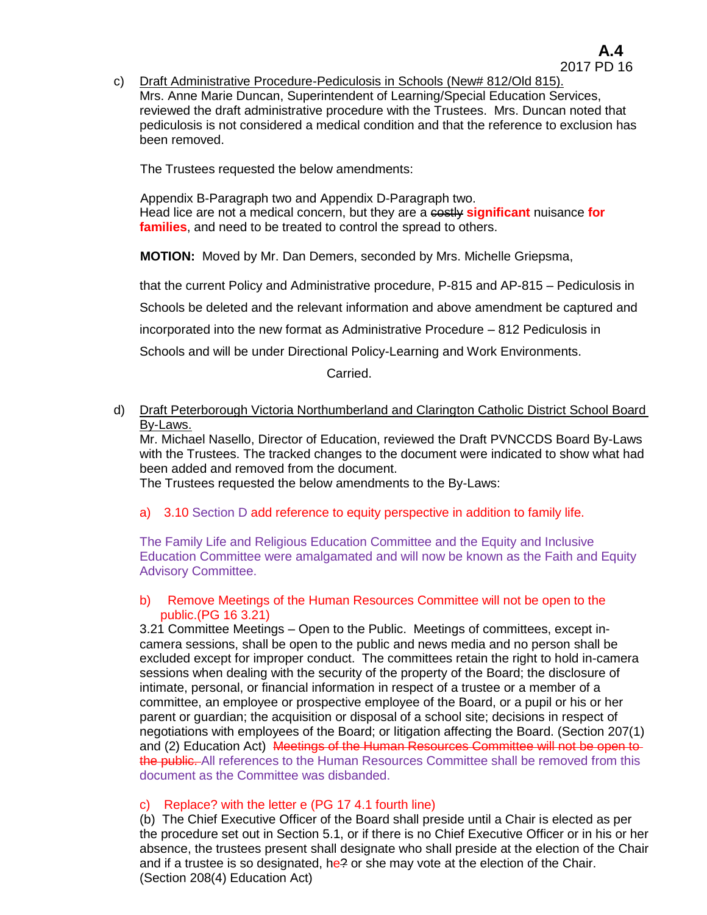c) Draft Administrative Procedure-Pediculosis in Schools (New# 812/Old 815).
Mrs. Anne Marie Duncan, Superintendent of Learning/Special Education Services, reviewed the draft administrative procedure with the Trustees. Mrs. Duncan noted that pediculosis is not considered a medical condition and that the reference to exclusion has been removed.

The Trustees requested the below amendments:

Appendix B-Paragraph two and Appendix D-Paragraph two.
Head lice are not a medical concern, but they are a ~~costly~~ **significant** nuisance **for families**, and need to be treated to control the spread to others.

**MOTION:** Moved by Mr. Dan Demers, seconded by Mrs. Michelle Griepsma,

that the current Policy and Administrative procedure, P-815 and AP-815 – Pediculosis in Schools be deleted and the relevant information and above amendment be captured and incorporated into the new format as Administrative Procedure – 812 Pediculosis in Schools and will be under Directional Policy-Learning and Work Environments.

Carried.

d) Draft Peterborough Victoria Northumberland and Clarington Catholic District School Board By-Laws.
Mr. Michael Nasello, Director of Education, reviewed the Draft PVNCCDS Board By-Laws with the Trustees. The tracked changes to the document were indicated to show what had been added and removed from the document.
The Trustees requested the below amendments to the By-Laws:

a) 3.10 Section D add reference to equity perspective in addition to family life.

The Family Life and Religious Education Committee and the Equity and Inclusive Education Committee were amalgamated and will now be known as the Faith and Equity Advisory Committee.

b) Remove Meetings of the Human Resources Committee will not be open to the public.(PG 16 3.21)
3.21 Committee Meetings – Open to the Public. Meetings of committees, except in-camera sessions, shall be open to the public and news media and no person shall be excluded except for improper conduct. The committees retain the right to hold in-camera sessions when dealing with the security of the property of the Board; the disclosure of intimate, personal, or financial information in respect of a trustee or a member of a committee, an employee or prospective employee of the Board, or a pupil or his or her parent or guardian; the acquisition or disposal of a school site; decisions in respect of negotiations with employees of the Board; or litigation affecting the Board. (Section 207(1) and (2) Education Act) ~~Meetings of the Human Resources Committee will not be open to the public.~~ All references to the Human Resources Committee shall be removed from this document as the Committee was disbanded.

c) Replace? with the letter e (PG 17 4.1 fourth line)
(b) The Chief Executive Officer of the Board shall preside until a Chair is elected as per the procedure set out in Section 5.1, or if there is no Chief Executive Officer or in his or her absence, the trustees present shall designate who shall preside at the election of the Chair and if a trustee is so designated, he~~?~~ or she may vote at the election of the Chair. (Section 208(4) Education Act)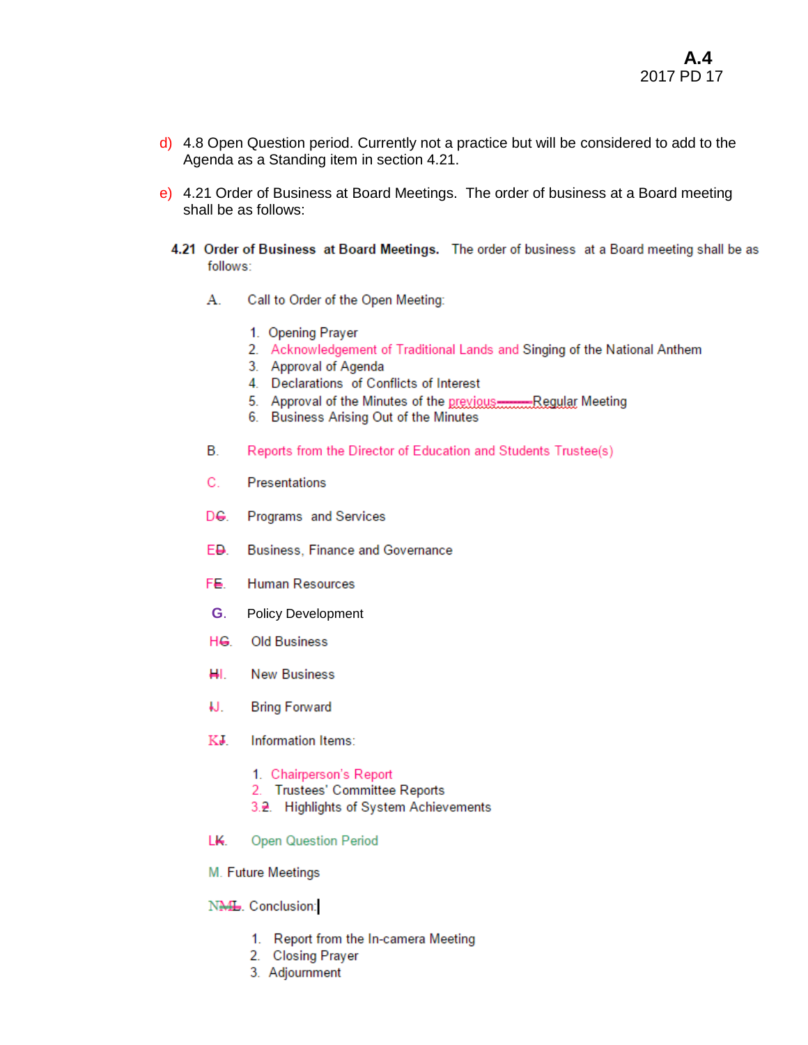d) 4.8 Open Question period. Currently not a practice but will be considered to add to the Agenda as a Standing item in section 4.21.

e) 4.21 Order of Business at Board Meetings. The order of business at a Board meeting shall be as follows:

**4.21 Order of Business at Board Meetings.** The order of business at a Board meeting shall be as follows:

A. Call to Order of the Open Meeting:

1. Opening Prayer
2. Acknowledgement of Traditional Lands and Singing of the National Anthem
3. Approval of Agenda
4. Declarations of Conflicts of Interest
5. Approval of the Minutes of the previous Regular Meeting
6. Business Arising Out of the Minutes

B. Reports from the Director of Education and Students Trustee(s)

C. Presentations

DC. Programs and Services

ED. Business, Finance and Governance

FE. Human Resources

G. Policy Development

HG. Old Business

HI. New Business

IJ. Bring Forward

KJ. Information Items:

1. Chairperson's Report
2. Trustees' Committee Reports
3.2. Highlights of System Achievements

LK. Open Question Period

M. Future Meetings

NML. Conclusion:

1. Report from the In-camera Meeting
2. Closing Prayer
3. Adjournment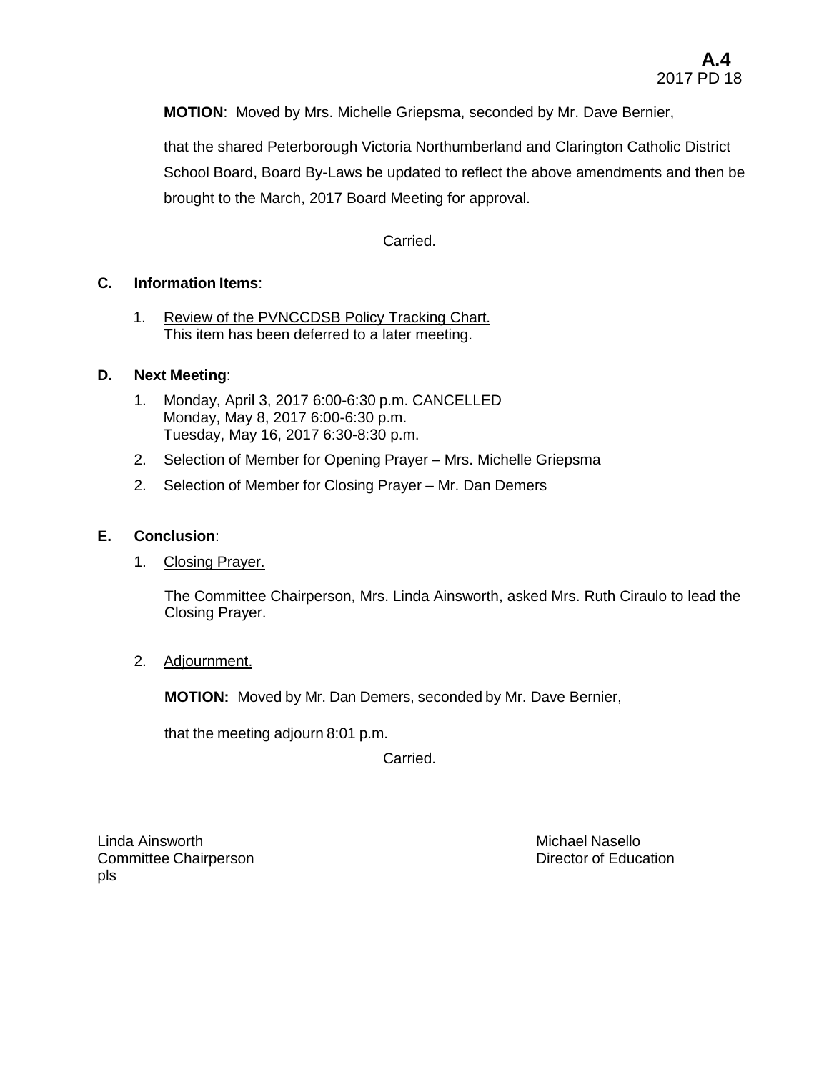**MOTION**: Moved by Mrs. Michelle Griepsma, seconded by Mr. Dave Bernier,

that the shared Peterborough Victoria Northumberland and Clarington Catholic District School Board, Board By-Laws be updated to reflect the above amendments and then be brought to the March, 2017 Board Meeting for approval.

Carried.

**C. Information Items**:

1. Review of the PVNCCDSB Policy Tracking Chart.
   This item has been deferred to a later meeting.

**D. Next Meeting**:

1. Monday, April 3, 2017 6:00-6:30 p.m. CANCELLED
   Monday, May 8, 2017 6:00-6:30 p.m.
   Tuesday, May 16, 2017 6:30-8:30 p.m.
2. Selection of Member for Opening Prayer – Mrs. Michelle Griepsma
2. Selection of Member for Closing Prayer – Mr. Dan Demers

**E. Conclusion**:

1. Closing Prayer.

   The Committee Chairperson, Mrs. Linda Ainsworth, asked Mrs. Ruth Ciraulo to lead the Closing Prayer.

2. Adjournment.

   **MOTION:** Moved by Mr. Dan Demers, seconded by Mr. Dave Bernier,

   that the meeting adjourn 8:01 p.m.

   Carried.

Linda Ainsworth
Committee Chairperson
pls

Michael Nasello
Director of Education